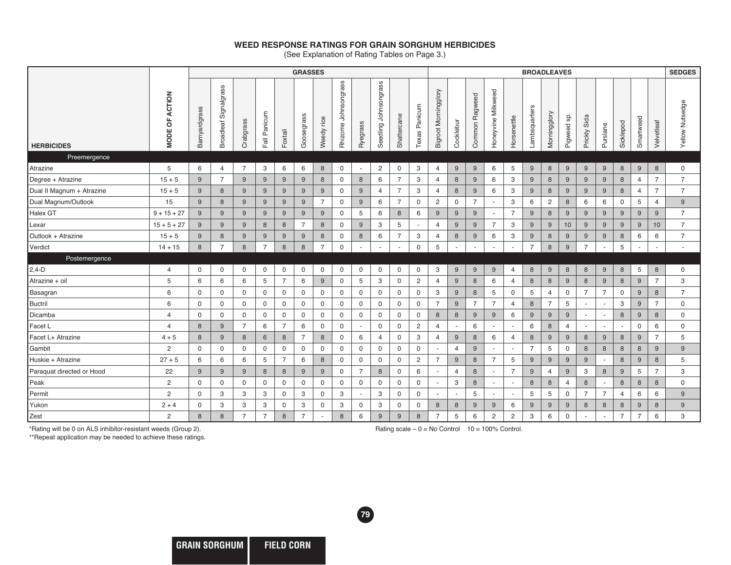## WEED RESPONSE RATINGS FOR GRAIN SORGHUM HERBICIDES

(See Explanation of Rating Tables on Page 3.)

| HERBICIDES | MODE OF ACTION | GRASSES | | | | | | | | | | | | BROADLEAVES | | | | | | | | | | | | | | SEDGES |
|---|---|---|---|---|---|---|---|---|---|---|---|---|---|---|---|---|---|---|---|---|---|---|---|---|---|---|---|---|
| | | Barnyardgrass | Broadleaf Signalgrass | Crabgrass | Fall Panicum | Foxtail | Goosegrass | Weedy rice | Rhizome Johnsongrass | Ryegrass | Seedling Johnsongrass | Shattercane | Texas Panicum | Bigroot Morningglory | Cocklebur | Common Ragweed | Honeyvine Milkweed | Horsenettle | Lambsquarters | Morningglory | Pigweed sp. | Prickly Sida | Purslane | Sicklepod | Smartweed | Velvetleaf | Yellow Nutsedge |
| **Preemergence** | | | | | | | | | | | | | | | | | | | | | | | | | | | |
| Atrazine | 5 | 6 | 4 | 7 | 3 | 6 | 6 | 8 | 0 | - | 2 | 0 | 3 | 4 | 9 | 9 | 6 | 5 | 9 | 8 | 9 | 9 | 9 | 8 | 9 | 8 | 0 |
| Degree + Atrazine | 15 + 5 | 9 | 7 | 9 | 9 | 9 | 9 | 8 | 0 | 8 | 6 | 7 | 3 | 4 | 8 | 9 | 6 | 3 | 9 | 8 | 9 | 9 | 9 | 8 | 4 | 7 | 7 |
| Dual II Magnum + Atrazine | 15 + 5 | 9 | 8 | 9 | 9 | 9 | 9 | 9 | 0 | 9 | 4 | 7 | 3 | 4 | 8 | 9 | 6 | 3 | 9 | 8 | 9 | 9 | 9 | 8 | 4 | 7 | 7 |
| Dual Magnum/Outlook | 15 | 9 | 8 | 9 | 9 | 9 | 9 | 7 | 0 | 9 | 6 | 7 | 0 | 2 | 0 | 7 | - | 3 | 6 | 2 | 8 | 6 | 6 | 0 | 5 | 4 | 9 |
| Halex GT | 9 + 15 + 27 | 9 | 9 | 9 | 9 | 9 | 9 | 9 | 0 | 5 | 6 | 8 | 6 | 9 | 9 | 9 | - | 7 | 9 | 8 | 9 | 9 | 9 | 9 | 9 | 9 | 7 |
| Lexar | 15 + 5 + 27 | 9 | 9 | 9 | 8 | 8 | 7 | 8 | 0 | 9 | 3 | 5 | - | 4 | 9 | 9 | 7 | 3 | 9 | 9 | 10 | 9 | 9 | 9 | 9 | 10 | 7 |
| Outlook + Atrazine | 15 + 5 | 9 | 8 | 9 | 9 | 9 | 9 | 8 | 0 | 8 | 6 | 7 | 3 | 4 | 8 | 9 | 6 | 3 | 9 | 8 | 9 | 9 | 9 | 8 | 6 | 6 | 7 |
| Verdict | 14 + 15 | 8 | 7 | 8 | 7 | 8 | 8 | 7 | 0 | - | - | - | 0 | 5 | - | - | - | - | 7 | 8 | 9 | 7 | - | 5 | - | - | - |
| **Postemergence** | | | | | | | | | | | | | | | | | | | | | | | | | | | |
| 2,4-D | 4 | 0 | 0 | 0 | 0 | 0 | 0 | 0 | 0 | 0 | 0 | 0 | 0 | 3 | 9 | 9 | 9 | 4 | 8 | 9 | 8 | 8 | 9 | 8 | 5 | 8 | 0 |
| Atrazine + oil | 5 | 6 | 6 | 6 | 5 | 7 | 6 | 9 | 0 | 5 | 3 | 0 | 2 | 4 | 9 | 8 | 6 | 4 | 8 | 8 | 9 | 8 | 9 | 8 | 9 | 7 | 3 |
| Basagran | 6 | 0 | 0 | 0 | 0 | 0 | 0 | 0 | 0 | 0 | 0 | 0 | 0 | 3 | 9 | 8 | 5 | 0 | 5 | 4 | 0 | 7 | 7 | 0 | 9 | 8 | 7 |
| Buctril | 6 | 0 | 0 | 0 | 0 | 0 | 0 | 0 | 0 | 0 | 0 | 0 | 0 | 7 | 9 | 7 | 7 | 4 | 8 | 7 | 5 | - | - | 3 | 9 | 7 | 0 |
| Dicamba | 4 | 0 | 0 | 0 | 0 | 0 | 0 | 0 | 0 | 0 | 0 | 0 | 0 | 8 | 8 | 9 | 9 | 6 | 9 | 9 | 9 | - | - | 8 | 9 | 8 | 0 |
| Facet L | 4 | 8 | 9 | 7 | 6 | 7 | 6 | 0 | 0 | - | 0 | 0 | 2 | 4 | - | 6 | - | - | 6 | 8 | 4 | - | - | - | 0 | 6 | 0 |
| Facet L+ Atrazine | 4 + 5 | 8 | 9 | 8 | 6 | 8 | 7 | 8 | 0 | 6 | 4 | 0 | 3 | 4 | 9 | 8 | 6 | 4 | 8 | 9 | 9 | 8 | 9 | 8 | 9 | 7 | 5 |
| Gambit | 2 | 0 | 0 | 0 | 0 | 0 | 0 | 0 | 0 | 0 | 0 | 0 | 0 | - | 4 | 9 | - | - | 7 | 5 | 0 | 8 | 8 | 8 | 8 | 9 | 9 |
| Huskie + Atrazine | 27 + 5 | 6 | 6 | 6 | 5 | 7 | 6 | 8 | 0 | 0 | 0 | 0 | 2 | 7 | 9 | 8 | 7 | 5 | 9 | 9 | 9 | 9 | - | 8 | 9 | 8 | 5 |
| Paraquat directed or Hood | 22 | 9 | 9 | 9 | 8 | 8 | 9 | 9 | 0 | 7 | 8 | 0 | 6 | - | 4 | 8 | - | 7 | 9 | 4 | 9 | 3 | 8 | 9 | 5 | 7 | 3 |
| Peak | 2 | 0 | 0 | 0 | 0 | 0 | 0 | 0 | 0 | 0 | 0 | 0 | 0 | - | 3 | 8 | - | - | 8 | 8 | 4 | 8 | - | 8 | 8 | 8 | 0 |
| Permit | 2 | 0 | 3 | 3 | 3 | 0 | 3 | 0 | 3 | - | 3 | 0 | 0 | - | - | 5 | - | - | 5 | 5 | 0 | 7 | 7 | 4 | 6 | 6 | 9 |
| Yukon | 2 + 4 | 0 | 3 | 3 | 3 | 0 | 3 | 0 | 3 | 0 | 3 | 0 | 0 | 8 | 8 | 9 | 9 | 6 | 9 | 9 | 9 | 8 | 8 | 8 | 9 | 8 | 9 |
| Zest | 2 | 8 | 8 | 7 | 7 | 8 | 7 | - | 8 | 6 | 9 | 9 | 8 | 7 | 5 | 6 | 2 | 2 | 3 | 6 | 0 | - | - | 7 | 7 | 6 | 3 |

*Rating will be 0 on ALS inhibitor-resistant weeds (Group 2).

**Repeat application may be needed to achieve these ratings.

Rating scale – 0 = No Control 10 = 100% Control.

GRAIN SORGHUM FIELD CORN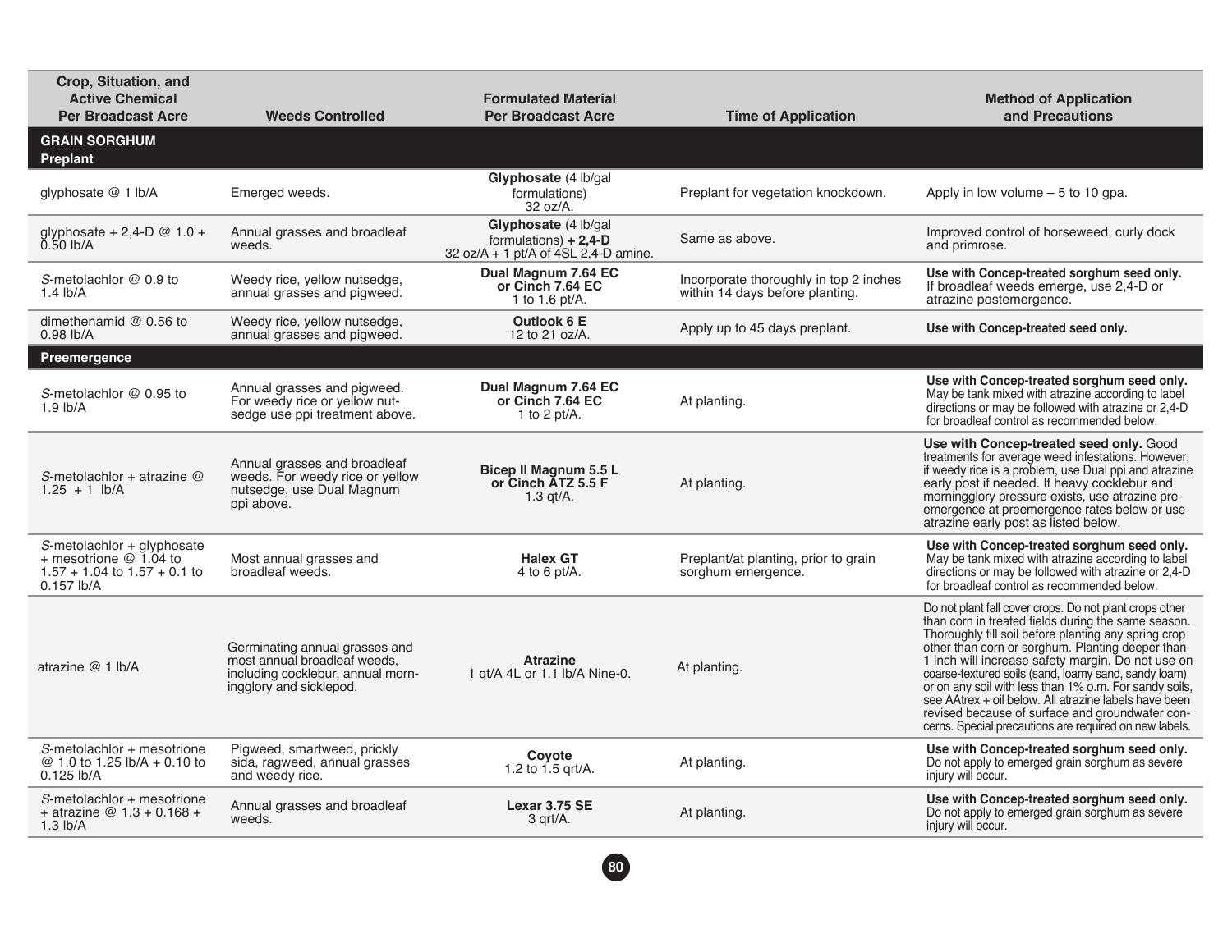| Crop, Situation, and Active Chemical Per Broadcast Acre | Weeds Controlled | Formulated Material Per Broadcast Acre | Time of Application | Method of Application and Precautions |
|---|---|---|---|---|
| **GRAIN SORGHUM** | | | | |
| **Preplant** | | | | |
| glyphosate @ 1 lb/A | Emerged weeds. | **Glyphosate** (4 lb/gal formulations) 32 oz/A. | Preplant for vegetation knockdown. | Apply in low volume – 5 to 10 gpa. |
| glyphosate + 2,4-D @ 1.0 + 0.50 lb/A | Annual grasses and broadleaf weeds. | **Glyphosate** (4 lb/gal formulations) **+ 2,4-D** 32 oz/A + 1 pt/A of 4SL 2,4-D amine. | Same as above. | Improved control of horseweed, curly dock and primrose. |
| *S*-metolachlor @ 0.9 to 1.4 lb/A | Weedy rice, yellow nutsedge, annual grasses and pigweed. | **Dual Magnum 7.64 EC or Cinch 7.64 EC** 1 to 1.6 pt/A. | Incorporate thoroughly in top 2 inches within 14 days before planting. | **Use with Concep-treated sorghum seed only.** If broadleaf weeds emerge, use 2,4-D or atrazine postemergence. |
| dimethenamid @ 0.56 to 0.98 lb/A | Weedy rice, yellow nutsedge, annual grasses and pigweed. | **Outlook 6 E** 12 to 21 oz/A. | Apply up to 45 days preplant. | **Use with Concep-treated seed only.** |
| **Preemergence** | | | | |
| *S*-metolachlor @ 0.95 to 1.9 lb/A | Annual grasses and pigweed. For weedy rice or yellow nutsedge use ppi treatment above. | **Dual Magnum 7.64 EC or Cinch 7.64 EC** 1 to 2 pt/A. | At planting. | **Use with Concep-treated sorghum seed only.** May be tank mixed with atrazine according to label directions or may be followed with atrazine or 2,4-D for broadleaf control as recommended below. |
| *S*-metolachlor + atrazine @ 1.25 + 1 lb/A | Annual grasses and broadleaf weeds. For weedy rice or yellow nutsedge, use Dual Magnum ppi above. | **Bicep II Magnum 5.5 L or Cinch ATZ 5.5 F** 1.3 qt/A. | At planting. | **Use with Concep-treated seed only.** Good treatments for average weed infestations. However, if weedy rice is a problem, use Dual ppi and atrazine early post if needed. If heavy cocklebur and morningglory pressure exists, use atrazine preemergence at preemergence rates below or use atrazine early post as listed below. |
| *S*-metolachlor + glyphosate + mesotrione @ 1.04 to 1.57 + 1.04 to 1.57 + 0.1 to 0.157 lb/A | Most annual grasses and broadleaf weeds. | **Halex GT** 4 to 6 pt/A. | Preplant/at planting, prior to grain sorghum emergence. | **Use with Concep-treated sorghum seed only.** May be tank mixed with atrazine according to label directions or may be followed with atrazine or 2,4-D for broadleaf control as recommended below. |
| atrazine @ 1 lb/A | Germinating annual grasses and most annual broadleaf weeds, including cocklebur, annual morningglory and sicklepod. | **Atrazine** 1 qt/A 4L or 1.1 lb/A Nine-0. | At planting. | Do not plant fall cover crops. Do not plant crops other than corn in treated fields during the same season. Thoroughly till soil before planting any spring crop other than corn or sorghum. Planting deeper than 1 inch will increase safety margin. Do not use on coarse-textured soils (sand, loamy sand, sandy loam) or on any soil with less than 1% o.m. For sandy soils, see AAtrex + oil below. All atrazine labels have been revised because of surface and groundwater concerns. Special precautions are required on new labels. |
| *S*-metolachlor + mesotrione @ 1.0 to 1.25 lb/A + 0.10 to 0.125 lb/A | Pigweed, smartweed, prickly sida, ragweed, annual grasses and weedy rice. | **Coyote** 1.2 to 1.5 qrt/A. | At planting. | **Use with Concep-treated sorghum seed only.** Do not apply to emerged grain sorghum as severe injury will occur. |
| *S*-metolachlor + mesotrione + atrazine @ 1.3 + 0.168 + 1.3 lb/A | Annual grasses and broadleaf weeds. | **Lexar 3.75 SE** 3 qrt/A. | At planting. | **Use with Concep-treated sorghum seed only.** Do not apply to emerged grain sorghum as severe injury will occur. |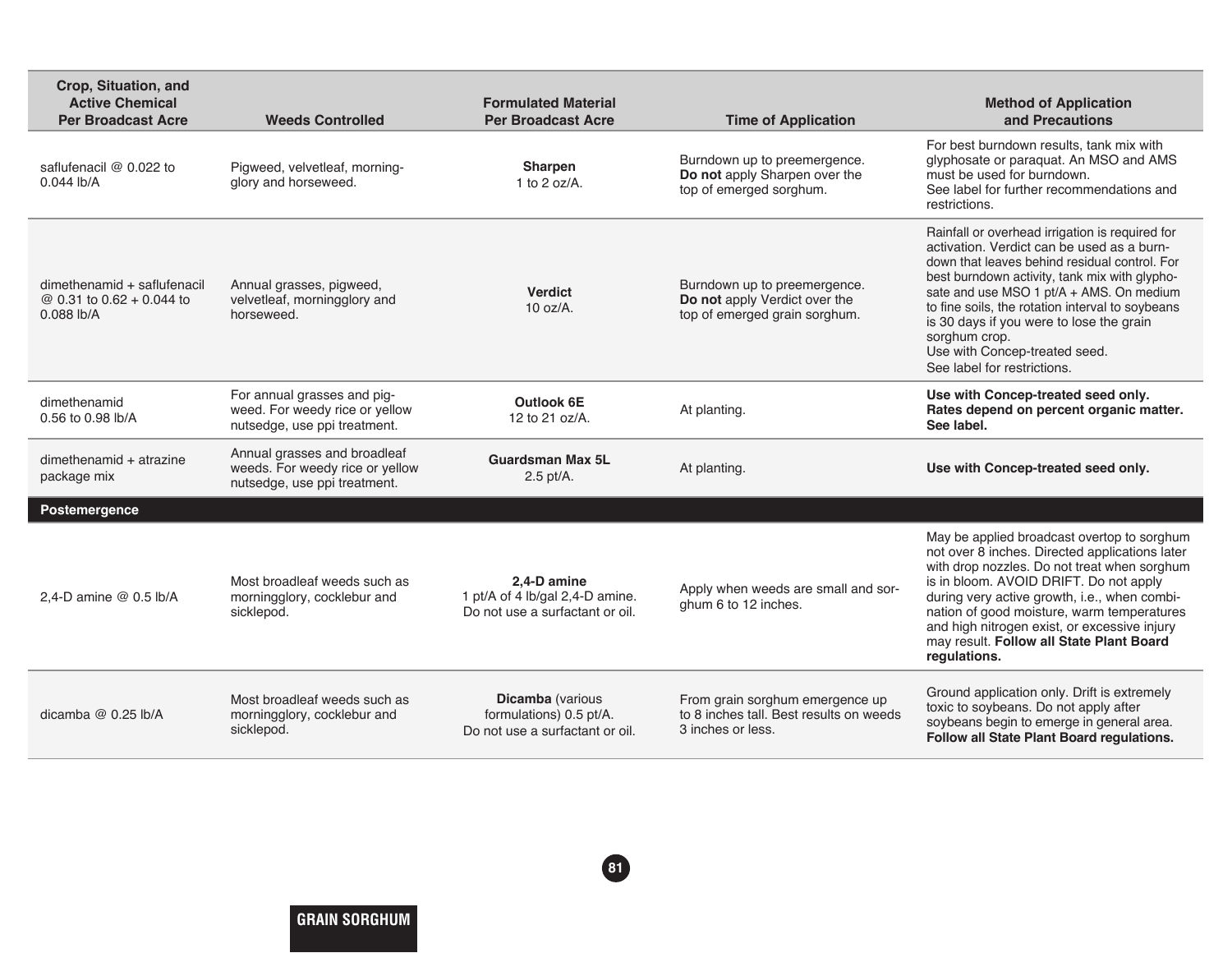| Crop, Situation, and Active Chemical Per Broadcast Acre | Weeds Controlled | Formulated Material Per Broadcast Acre | Time of Application | Method of Application and Precautions |
|---|---|---|---|---|
| saflufenacil @ 0.022 to 0.044 lb/A | Pigweed, velvetleaf, morningglory and horseweed. | **Sharpen** 1 to 2 oz/A. | Burndown up to preemergence. **Do not** apply Sharpen over the top of emerged sorghum. | For best burndown results, tank mix with glyphosate or paraquat. An MSO and AMS must be used for burndown. See label for further recommendations and restrictions. |
| dimethenamid + saflufenacil @ 0.31 to 0.62 + 0.044 to 0.088 lb/A | Annual grasses, pigweed, velvetleaf, morningglory and horseweed. | **Verdict** 10 oz/A. | Burndown up to preemergence. **Do not** apply Verdict over the top of emerged grain sorghum. | Rainfall or overhead irrigation is required for activation. Verdict can be used as a burndown that leaves behind residual control. For best burndown activity, tank mix with glyphosate and use MSO 1 pt/A + AMS. On medium to fine soils, the rotation interval to soybeans is 30 days if you were to lose the grain sorghum crop. Use with Concep-treated seed. See label for restrictions. |
| dimethenamid 0.56 to 0.98 lb/A | For annual grasses and pigweed. For weedy rice or yellow nutsedge, use ppi treatment. | **Outlook 6E** 12 to 21 oz/A. | At planting. | **Use with Concep-treated seed only. Rates depend on percent organic matter. See label.** |
| dimethenamid + atrazine package mix | Annual grasses and broadleaf weeds. For weedy rice or yellow nutsedge, use ppi treatment. | **Guardsman Max 5L** 2.5 pt/A. | At planting. | **Use with Concep-treated seed only.** |
| **Postemergence** | | | | |
| 2,4-D amine @ 0.5 lb/A | Most broadleaf weeds such as morningglory, cocklebur and sicklepod. | **2,4-D amine** 1 pt/A of 4 lb/gal 2,4-D amine. Do not use a surfactant or oil. | Apply when weeds are small and sorghum 6 to 12 inches. | May be applied broadcast overtop to sorghum not over 8 inches. Directed applications later with drop nozzles. Do not treat when sorghum is in bloom. AVOID DRIFT. Do not apply during very active growth, i.e., when combination of good moisture, warm temperatures and high nitrogen exist, or excessive injury may result. **Follow all State Plant Board regulations.** |
| dicamba @ 0.25 lb/A | Most broadleaf weeds such as morningglory, cocklebur and sicklepod. | **Dicamba** (various formulations) 0.5 pt/A. Do not use a surfactant or oil. | From grain sorghum emergence up to 8 inches tall. Best results on weeds 3 inches or less. | Ground application only. Drift is extremely toxic to soybeans. Do not apply after soybeans begin to emerge in general area. **Follow all State Plant Board regulations.** |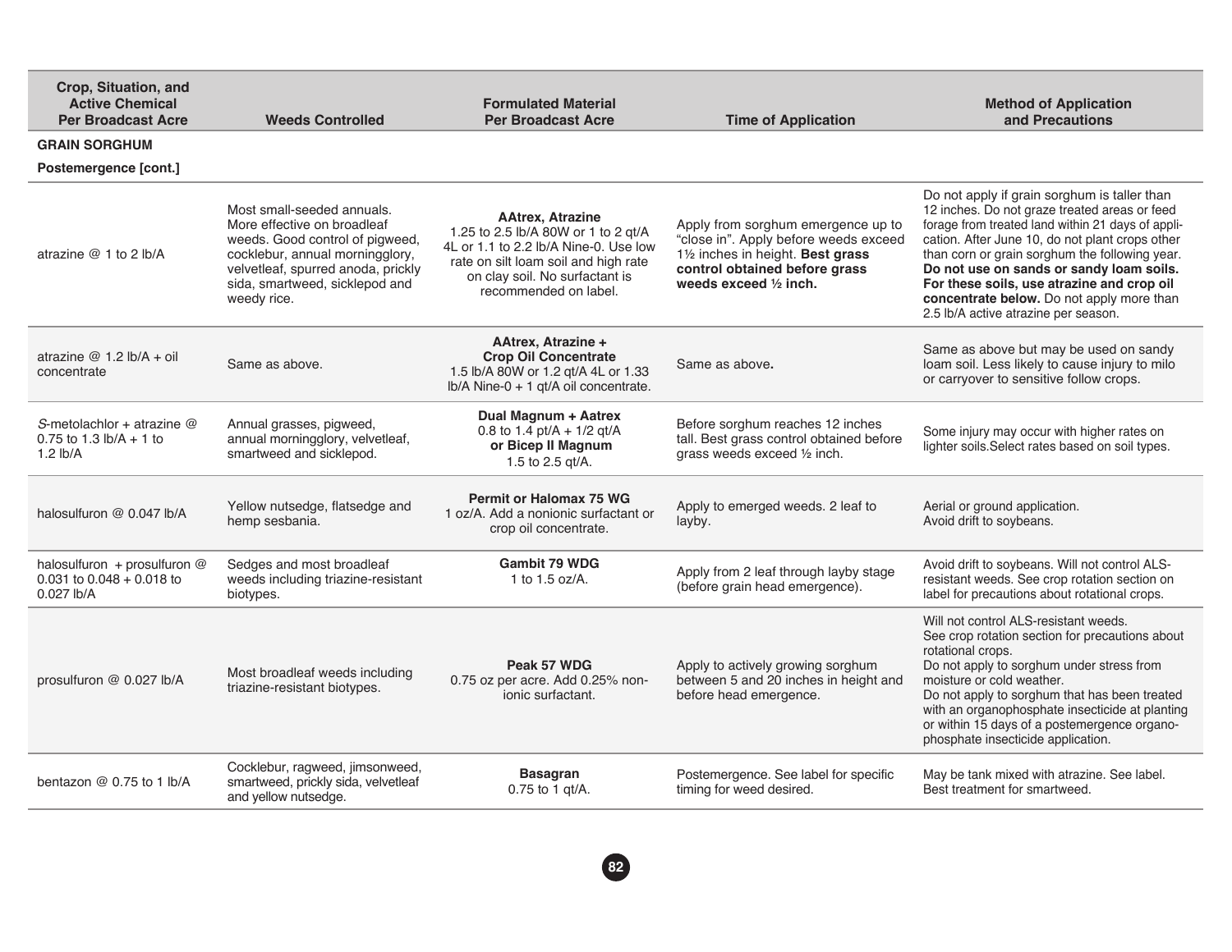| Crop, Situation, and Active Chemical Per Broadcast Acre | Weeds Controlled | Formulated Material Per Broadcast Acre | Time of Application | Method of Application and Precautions |
|---|---|---|---|---|
| **GRAIN SORGHUM** | | | | |
| **Postemergence [cont.]** | | | | |
| atrazine @ 1 to 2 lb/A | Most small-seeded annuals. More effective on broadleaf weeds. Good control of pigweed, cocklebur, annual morningglory, velvetleaf, spurred anoda, prickly sida, smartweed, sicklepod and weedy rice. | **AAtrex, Atrazine** 1.25 to 2.5 lb/A 80W or 1 to 2 qt/A 4L or 1.1 to 2.2 lb/A Nine-0. Use low rate on silt loam soil and high rate on clay soil. No surfactant is recommended on label. | Apply from sorghum emergence up to "close in". Apply before weeds exceed 1½ inches in height. **Best grass control obtained before grass weeds exceed ½ inch.** | Do not apply if grain sorghum is taller than 12 inches. Do not graze treated areas or feed forage from treated land within 21 days of application. After June 10, do not plant crops other than corn or grain sorghum the following year. **Do not use on sands or sandy loam soils. For these soils, use atrazine and crop oil concentrate below.** Do not apply more than 2.5 lb/A active atrazine per season. |
| atrazine @ 1.2 lb/A + oil concentrate | Same as above. | **AAtrex, Atrazine + Crop Oil Concentrate** 1.5 lb/A 80W or 1.2 qt/A 4L or 1.33 lb/A Nine-0 + 1 qt/A oil concentrate. | Same as above**.** | Same as above but may be used on sandy loam soil. Less likely to cause injury to milo or carryover to sensitive follow crops. |
| *S*-metolachlor + atrazine @ 0.75 to 1.3 lb/A + 1 to 1.2 lb/A | Annual grasses, pigweed, annual morningglory, velvetleaf, smartweed and sicklepod. | **Dual Magnum + Aatrex** 0.8 to 1.4 pt/A + 1/2 qt/A **or Bicep II Magnum** 1.5 to 2.5 qt/A. | Before sorghum reaches 12 inches tall. Best grass control obtained before grass weeds exceed ½ inch. | Some injury may occur with higher rates on lighter soils.Select rates based on soil types. |
| halosulfuron @ 0.047 lb/A | Yellow nutsedge, flatsedge and hemp sesbania. | **Permit or Halomax 75 WG** 1 oz/A. Add a nonionic surfactant or crop oil concentrate. | Apply to emerged weeds. 2 leaf to layby. | Aerial or ground application. Avoid drift to soybeans. |
| halosulfuron + prosulfuron @ 0.031 to 0.048 + 0.018 to 0.027 lb/A | Sedges and most broadleaf weeds including triazine-resistant biotypes. | **Gambit 79 WDG** 1 to 1.5 oz/A. | Apply from 2 leaf through layby stage (before grain head emergence). | Avoid drift to soybeans. Will not control ALS-resistant weeds. See crop rotation section on label for precautions about rotational crops. |
| prosulfuron @ 0.027 lb/A | Most broadleaf weeds including triazine-resistant biotypes. | **Peak 57 WDG** 0.75 oz per acre. Add 0.25% non-ionic surfactant. | Apply to actively growing sorghum between 5 and 20 inches in height and before head emergence. | Will not control ALS-resistant weeds. See crop rotation section for precautions about rotational crops. Do not apply to sorghum under stress from moisture or cold weather. Do not apply to sorghum that has been treated with an organophosphate insecticide at planting or within 15 days of a postemergence organophosphate insecticide application. |
| bentazon @ 0.75 to 1 lb/A | Cocklebur, ragweed, jimsonweed, smartweed, prickly sida, velvetleaf and yellow nutsedge. | **Basagran** 0.75 to 1 qt/A. | Postemergence. See label for specific timing for weed desired. | May be tank mixed with atrazine. See label. Best treatment for smartweed. |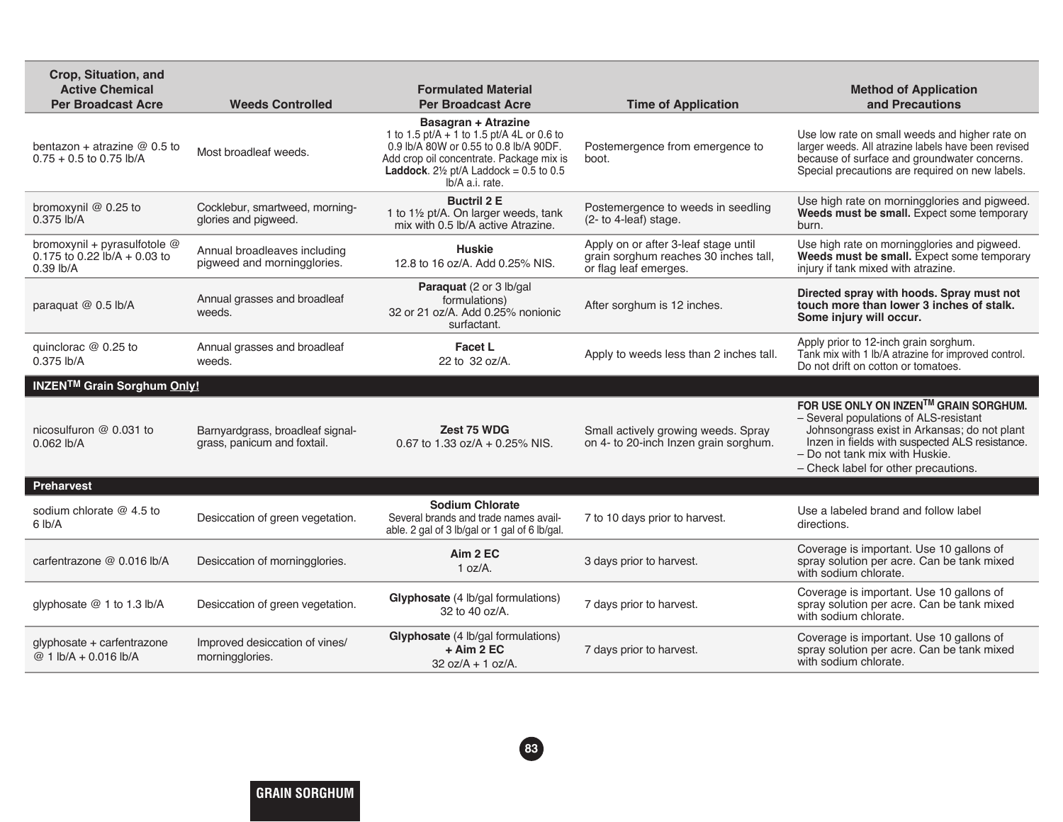| Crop, Situation, and Active Chemical Per Broadcast Acre | Weeds Controlled | Formulated Material Per Broadcast Acre | Time of Application | Method of Application and Precautions |
|---|---|---|---|---|
| bentazon + atrazine @ 0.5 to 0.75 + 0.5 to 0.75 lb/A | Most broadleaf weeds. | **Basagran + Atrazine** 1 to 1.5 pt/A + 1 to 1.5 pt/A 4L or 0.6 to 0.9 lb/A 80W or 0.55 to 0.8 lb/A 90DF. Add crop oil concentrate. Package mix is **Laddock**. 2½ pt/A Laddock = 0.5 to 0.5 lb/A a.i. rate. | Postemergence from emergence to boot. | Use low rate on small weeds and higher rate on larger weeds. All atrazine labels have been revised because of surface and groundwater concerns. Special precautions are required on new labels. |
| bromoxynil @ 0.25 to 0.375 lb/A | Cocklebur, smartweed, morning-glories and pigweed. | **Buctril 2 E** 1 to 1½ pt/A. On larger weeds, tank mix with 0.5 lb/A active Atrazine. | Postemergence to weeds in seedling (2- to 4-leaf) stage. | Use high rate on morningglories and pigweed. **Weeds must be small.** Expect some temporary burn. |
| bromoxynil + pyrasulfotole @ 0.175 to 0.22 lb/A + 0.03 to 0.39 lb/A | Annual broadleaves including pigweed and morningglories. | **Huskie** 12.8 to 16 oz/A. Add 0.25% NIS. | Apply on or after 3-leaf stage until grain sorghum reaches 30 inches tall, or flag leaf emerges. | Use high rate on morningglories and pigweed. **Weeds must be small.** Expect some temporary injury if tank mixed with atrazine. |
| paraquat @ 0.5 lb/A | Annual grasses and broadleaf weeds. | **Paraquat** (2 or 3 lb/gal formulations) 32 or 21 oz/A. Add 0.25% nonionic surfactant. | After sorghum is 12 inches. | **Directed spray with hoods. Spray must not touch more than lower 3 inches of stalk. Some injury will occur.** |
| quinclorac @ 0.25 to 0.375 lb/A | Annual grasses and broadleaf weeds. | **Facet L** 22 to 32 oz/A. | Apply to weeds less than 2 inches tall. | Apply prior to 12-inch grain sorghum. Tank mix with 1 lb/A atrazine for improved control. Do not drift on cotton or tomatoes. |
| **INZEN™ Grain Sorghum Only!** | | | | |
| nicosulfuron @ 0.031 to 0.062 lb/A | Barnyardgrass, broadleaf signalgrass, panicum and foxtail. | **Zest 75 WDG** 0.67 to 1.33 oz/A + 0.25% NIS. | Small actively growing weeds. Spray on 4- to 20-inch Inzen grain sorghum. | **FOR USE ONLY ON INZEN™ GRAIN SORGHUM.** – Several populations of ALS-resistant Johnsongrass exist in Arkansas; do not plant Inzen in fields with suspected ALS resistance. – Do not tank mix with Huskie. – Check label for other precautions. |
| **Preharvest** | | | | |
| sodium chlorate @ 4.5 to 6 lb/A | Desiccation of green vegetation. | **Sodium Chlorate** Several brands and trade names available. 2 gal of 3 lb/gal or 1 gal of 6 lb/gal. | 7 to 10 days prior to harvest. | Use a labeled brand and follow label directions. |
| carfentrazone @ 0.016 lb/A | Desiccation of morningglories. | **Aim 2 EC** 1 oz/A. | 3 days prior to harvest. | Coverage is important. Use 10 gallons of spray solution per acre. Can be tank mixed with sodium chlorate. |
| glyphosate @ 1 to 1.3 lb/A | Desiccation of green vegetation. | **Glyphosate** (4 lb/gal formulations) 32 to 40 oz/A. | 7 days prior to harvest. | Coverage is important. Use 10 gallons of spray solution per acre. Can be tank mixed with sodium chlorate. |
| glyphosate + carfentrazone @ 1 lb/A + 0.016 lb/A | Improved desiccation of vines/ morningglories. | **Glyphosate** (4 lb/gal formulations) **+ Aim 2 EC** 32 oz/A + 1 oz/A. | 7 days prior to harvest. | Coverage is important. Use 10 gallons of spray solution per acre. Can be tank mixed with sodium chlorate. |